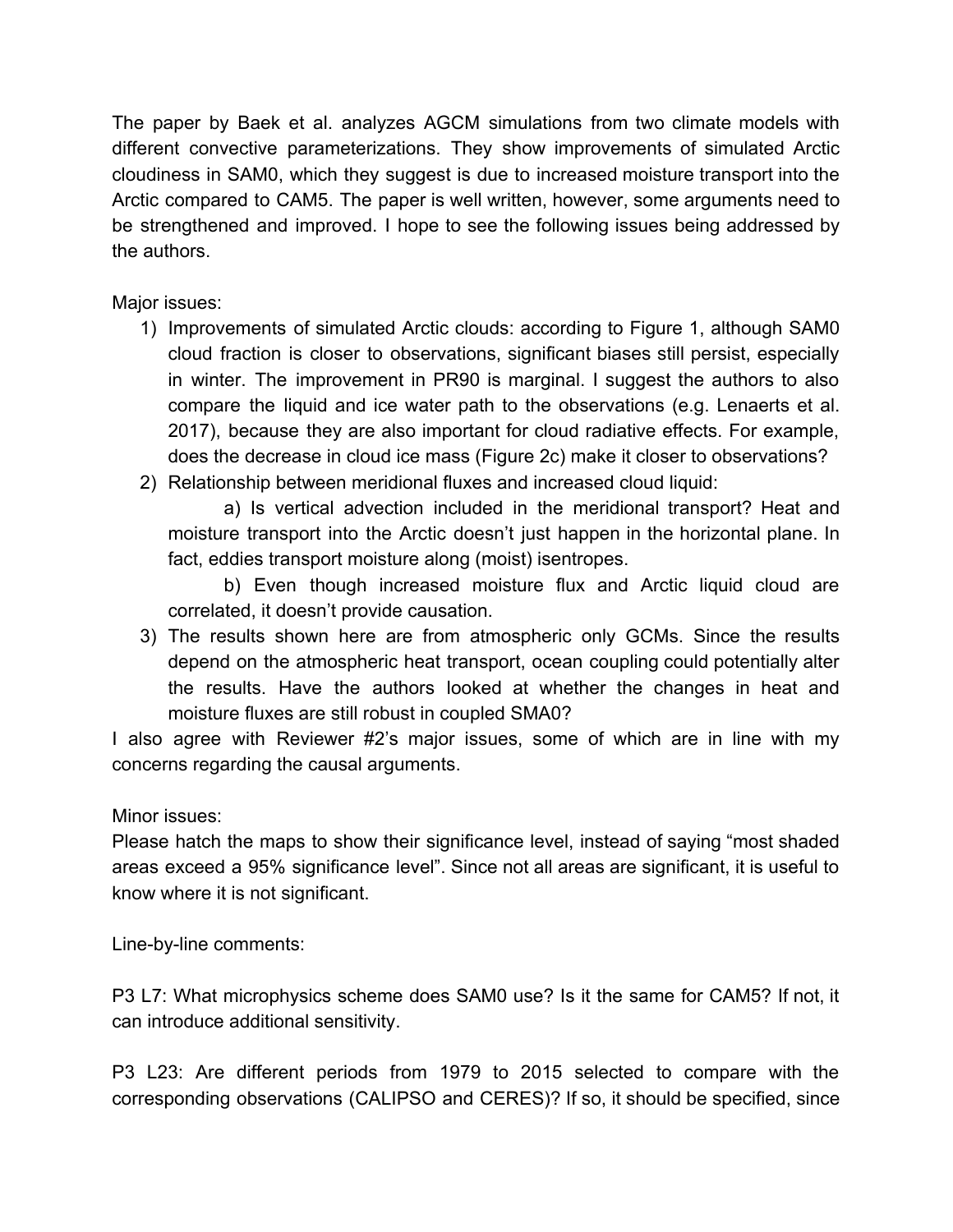The paper by Baek et al. analyzes AGCM simulations from two climate models with different convective parameterizations. They show improvements of simulated Arctic cloudiness in SAM0, which they suggest is due to increased moisture transport into the Arctic compared to CAM5. The paper is well written, however, some arguments need to be strengthened and improved. I hope to see the following issues being addressed by the authors.

Major issues:

1) Improvements of simulated Arctic clouds: according to Figure 1, although SAM0 cloud fraction is closer to observations, significant biases still persist, especially in winter. The improvement in PR90 is marginal. I suggest the authors to also compare the liquid and ice water path to the observations (e.g. Lenaerts et al. 2017), because they are also important for cloud radiative effects. For example, does the decrease in cloud ice mass (Figure 2c) make it closer to observations?
2) Relationship between meridional fluxes and increased cloud liquid:

    a) Is vertical advection included in the meridional transport? Heat and moisture transport into the Arctic doesn't just happen in the horizontal plane. In fact, eddies transport moisture along (moist) isentropes.

    b) Even though increased moisture flux and Arctic liquid cloud are correlated, it doesn't provide causation.
3) The results shown here are from atmospheric only GCMs. Since the results depend on the atmospheric heat transport, ocean coupling could potentially alter the results. Have the authors looked at whether the changes in heat and moisture fluxes are still robust in coupled SMA0?

I also agree with Reviewer #2's major issues, some of which are in line with my concerns regarding the causal arguments.

Minor issues:

Please hatch the maps to show their significance level, instead of saying "most shaded areas exceed a 95% significance level". Since not all areas are significant, it is useful to know where it is not significant.

Line-by-line comments:

P3 L7: What microphysics scheme does SAM0 use? Is it the same for CAM5? If not, it can introduce additional sensitivity.

P3 L23: Are different periods from 1979 to 2015 selected to compare with the corresponding observations (CALIPSO and CERES)? If so, it should be specified, since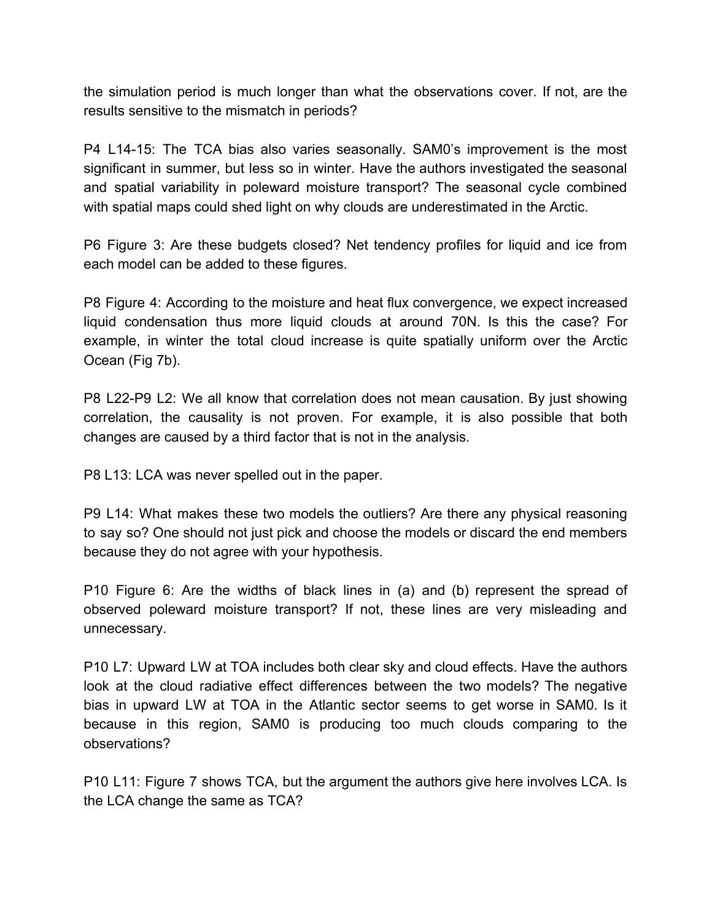the simulation period is much longer than what the observations cover. If not, are the results sensitive to the mismatch in periods?

P4 L14-15: The TCA bias also varies seasonally. SAM0's improvement is the most significant in summer, but less so in winter. Have the authors investigated the seasonal and spatial variability in poleward moisture transport? The seasonal cycle combined with spatial maps could shed light on why clouds are underestimated in the Arctic.

P6 Figure 3: Are these budgets closed? Net tendency profiles for liquid and ice from each model can be added to these figures.

P8 Figure 4: According to the moisture and heat flux convergence, we expect increased liquid condensation thus more liquid clouds at around 70N. Is this the case? For example, in winter the total cloud increase is quite spatially uniform over the Arctic Ocean (Fig 7b).

P8 L22-P9 L2: We all know that correlation does not mean causation. By just showing correlation, the causality is not proven. For example, it is also possible that both changes are caused by a third factor that is not in the analysis.

P8 L13: LCA was never spelled out in the paper.

P9 L14: What makes these two models the outliers? Are there any physical reasoning to say so? One should not just pick and choose the models or discard the end members because they do not agree with your hypothesis.

P10 Figure 6: Are the widths of black lines in (a) and (b) represent the spread of observed poleward moisture transport? If not, these lines are very misleading and unnecessary.

P10 L7: Upward LW at TOA includes both clear sky and cloud effects. Have the authors look at the cloud radiative effect differences between the two models? The negative bias in upward LW at TOA in the Atlantic sector seems to get worse in SAM0. Is it because in this region, SAM0 is producing too much clouds comparing to the observations?

P10 L11: Figure 7 shows TCA, but the argument the authors give here involves LCA. Is the LCA change the same as TCA?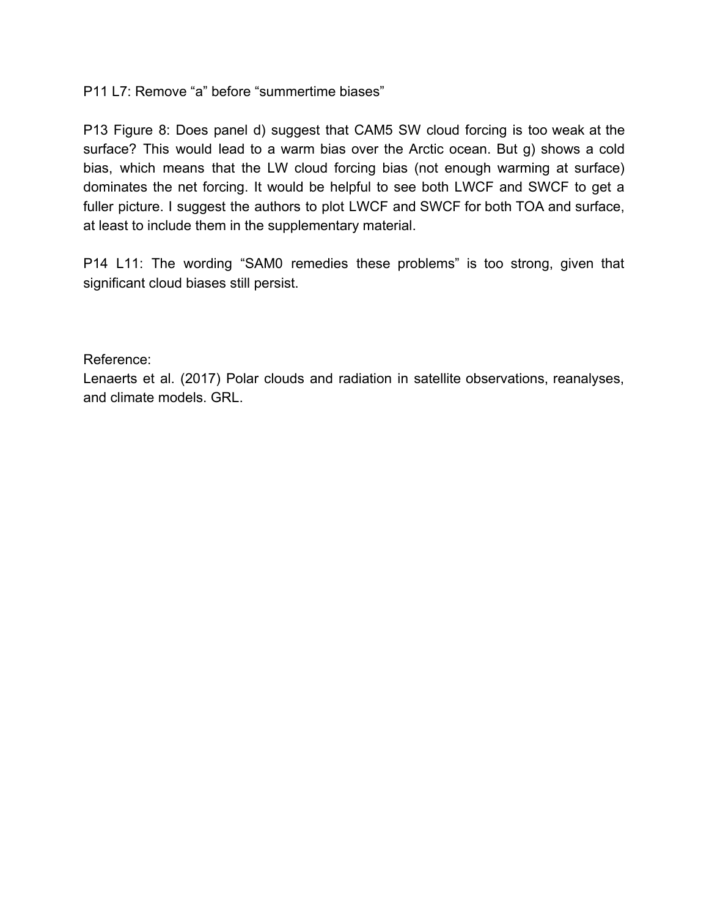P11 L7: Remove “a” before “summertime biases”

P13 Figure 8: Does panel d) suggest that CAM5 SW cloud forcing is too weak at the surface? This would lead to a warm bias over the Arctic ocean. But g) shows a cold bias, which means that the LW cloud forcing bias (not enough warming at surface) dominates the net forcing. It would be helpful to see both LWCF and SWCF to get a fuller picture. I suggest the authors to plot LWCF and SWCF for both TOA and surface, at least to include them in the supplementary material.

P14 L11: The wording “SAM0 remedies these problems” is too strong, given that significant cloud biases still persist.

Reference:

Lenaerts et al. (2017) Polar clouds and radiation in satellite observations, reanalyses, and climate models. GRL.